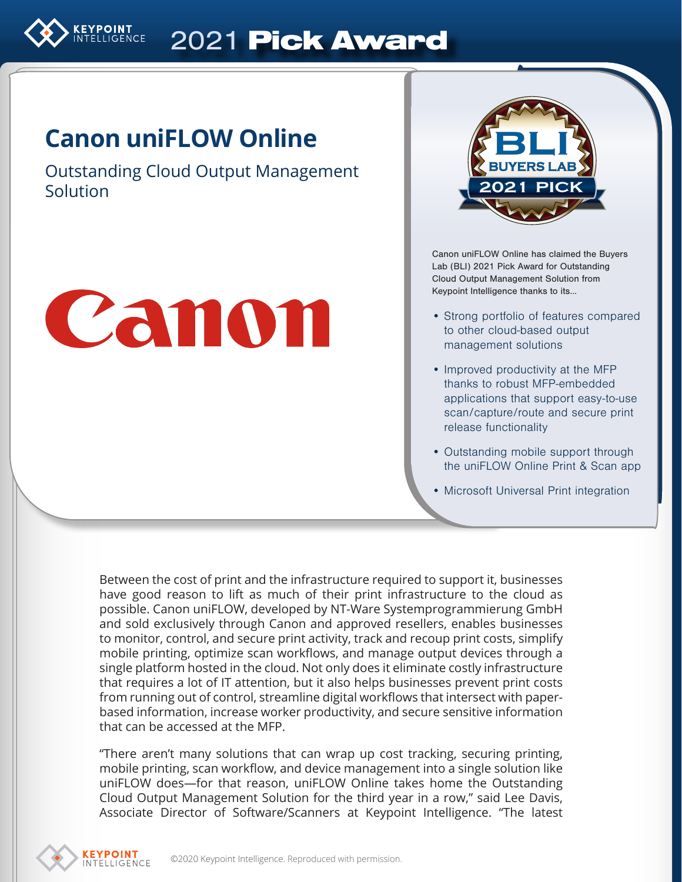KEYPOINT INTELLIGENCE

# 2021 Pick Award

## Canon uniFLOW Online

Outstanding Cloud Output Management Solution

Canon

BLI BUYERS LAB 2021 PICK

Canon uniFLOW Online has claimed the Buyers Lab (BLI) 2021 Pick Award for Outstanding Cloud Output Management Solution from Keypoint Intelligence thanks to its…

- Strong portfolio of features compared to other cloud-based output management solutions
- Improved productivity at the MFP thanks to robust MFP-embedded applications that support easy-to-use scan/capture/route and secure print release functionality
- Outstanding mobile support through the uniFLOW Online Print & Scan app
- Microsoft Universal Print integration

Between the cost of print and the infrastructure required to support it, businesses have good reason to lift as much of their print infrastructure to the cloud as possible. Canon uniFLOW, developed by NT-Ware Systemprogrammierung GmbH and sold exclusively through Canon and approved resellers, enables businesses to monitor, control, and secure print activity, track and recoup print costs, simplify mobile printing, optimize scan workflows, and manage output devices through a single platform hosted in the cloud. Not only does it eliminate costly infrastructure that requires a lot of IT attention, but it also helps businesses prevent print costs from running out of control, streamline digital workflows that intersect with paper-based information, increase worker productivity, and secure sensitive information that can be accessed at the MFP.

"There aren't many solutions that can wrap up cost tracking, securing printing, mobile printing, scan workflow, and device management into a single solution like uniFLOW does—for that reason, uniFLOW Online takes home the Outstanding Cloud Output Management Solution for the third year in a row," said Lee Davis, Associate Director of Software/Scanners at Keypoint Intelligence. "The latest

©2020 Keypoint Intelligence. Reproduced with permission.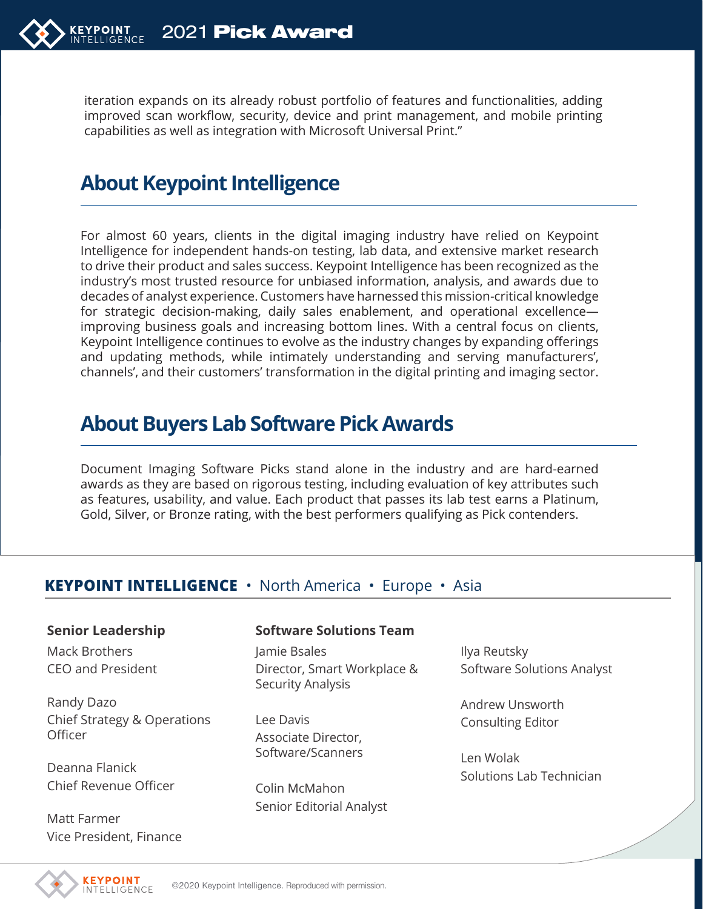iteration expands on its already robust portfolio of features and functionalities, adding improved scan workflow, security, device and print management, and mobile printing capabilities as well as integration with Microsoft Universal Print."

## About Keypoint Intelligence

For almost 60 years, clients in the digital imaging industry have relied on Keypoint Intelligence for independent hands-on testing, lab data, and extensive market research to drive their product and sales success. Keypoint Intelligence has been recognized as the industry's most trusted resource for unbiased information, analysis, and awards due to decades of analyst experience. Customers have harnessed this mission-critical knowledge for strategic decision-making, daily sales enablement, and operational excellence—improving business goals and increasing bottom lines. With a central focus on clients, Keypoint Intelligence continues to evolve as the industry changes by expanding offerings and updating methods, while intimately understanding and serving manufacturers', channels', and their customers' transformation in the digital printing and imaging sector.

## About Buyers Lab Software Pick Awards

Document Imaging Software Picks stand alone in the industry and are hard-earned awards as they are based on rigorous testing, including evaluation of key attributes such as features, usability, and value. Each product that passes its lab test earns a Platinum, Gold, Silver, or Bronze rating, with the best performers qualifying as Pick contenders.

**KEYPOINT INTELLIGENCE** • North America • Europe • Asia

**Senior Leadership**

Mack Brothers
CEO and President

Randy Dazo
Chief Strategy & Operations Officer

Deanna Flanick
Chief Revenue Officer

Matt Farmer
Vice President, Finance

**Software Solutions Team**

Jamie Bsales
Director, Smart Workplace & Security Analysis

Lee Davis
Associate Director, Software/Scanners

Colin McMahon
Senior Editorial Analyst

Ilya Reutsky
Software Solutions Analyst

Andrew Unsworth
Consulting Editor

Len Wolak
Solutions Lab Technician

©2020 Keypoint Intelligence. Reproduced with permission.